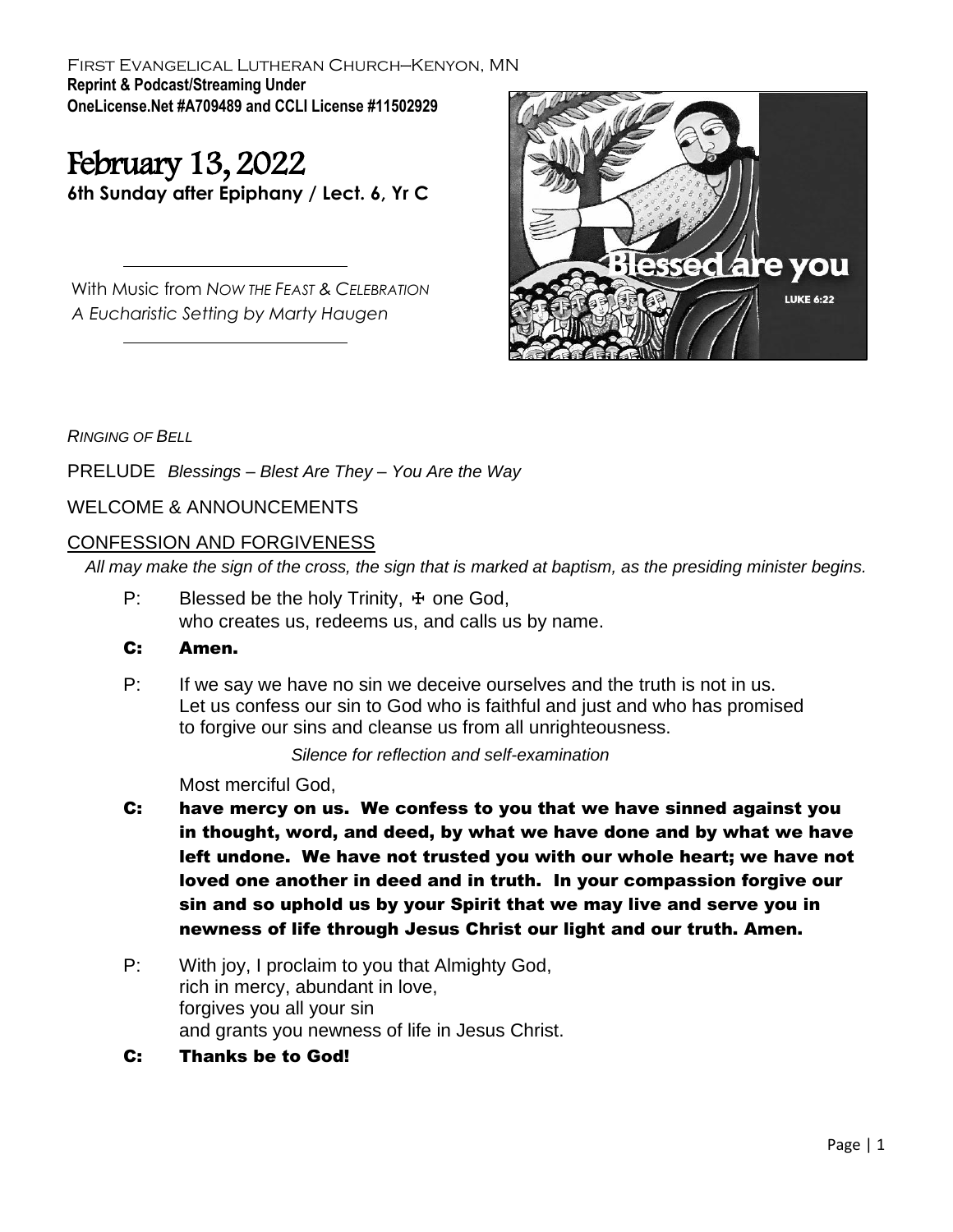First Evangelical Lutheran Church–Kenyon, MN
**Reprint & Podcast/Streaming Under**
**OneLicense.Net #A709489 and CCLI License #11502929**

# February 13, 2022

**6th Sunday after Epiphany / Lect. 6, Yr C**

With Music from *Now the Feast & Celebration*
*A Eucharistic Setting by Marty Haugen*

*Ringing of Bell*

PRELUDE *Blessings – Blest Are They – You Are the Way*

WELCOME & ANNOUNCEMENTS

## CONFESSION AND FORGIVENESS

*All may make the sign of the cross, the sign that is marked at baptism, as the presiding minister begins.*

P: Blessed be the holy Trinity, ☩ one God,
who creates us, redeems us, and calls us by name.

**C: Amen.**

P: If we say we have no sin we deceive ourselves and the truth is not in us.
Let us confess our sin to God who is faithful and just and who has promised to forgive our sins and cleanse us from all unrighteousness.

*Silence for reflection and self-examination*

Most merciful God,

**C: have mercy on us. We confess to you that we have sinned against you in thought, word, and deed, by what we have done and by what we have left undone. We have not trusted you with our whole heart; we have not loved one another in deed and in truth. In your compassion forgive our sin and so uphold us by your Spirit that we may live and serve you in newness of life through Jesus Christ our light and our truth. Amen.**

P: With joy, I proclaim to you that Almighty God,
rich in mercy, abundant in love,
forgives you all your sin
and grants you newness of life in Jesus Christ.

**C: Thanks be to God!**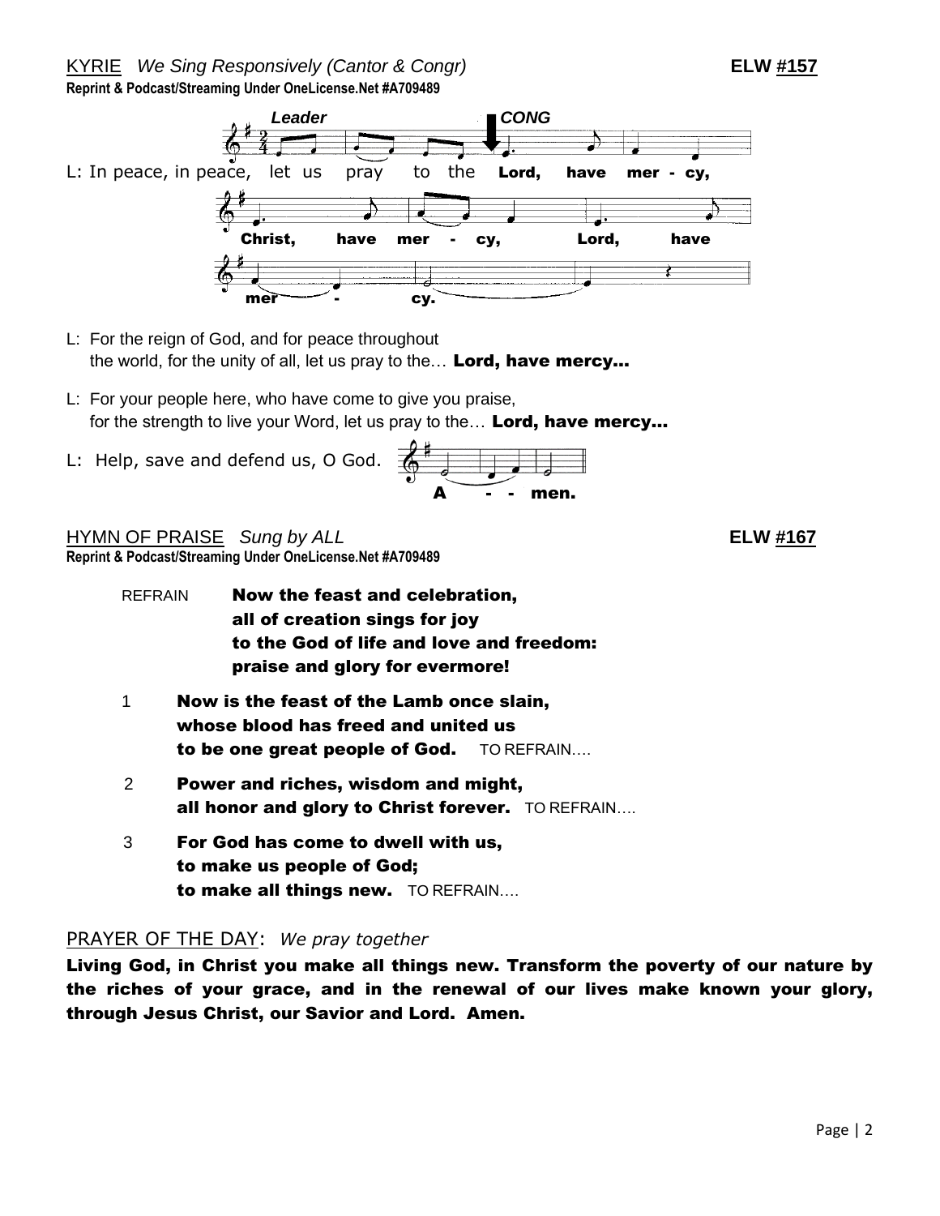KYRIE *We Sing Responsively (Cantor & Congr)* **ELW #157**

**Reprint & Podcast/Streaming Under OneLicense.Net #A709489**

*Leader* *CONG*

L: In peace, in peace, let us pray to the **Lord, have mer - cy,**

**Christ, have mer - cy, Lord, have**

**mer - cy.**

L: For the reign of God, and for peace throughout the world, for the unity of all, let us pray to the… **Lord, have mercy…**

L: For your people here, who have come to give you praise, for the strength to live your Word, let us pray to the… **Lord, have mercy…**

L: Help, save and defend us, O God. **A - - men.**

HYMN OF PRAISE *Sung by ALL* **ELW #167**

**Reprint & Podcast/Streaming Under OneLicense.Net #A709489**

REFRAIN **Now the feast and celebration,**
**all of creation sings for joy**
**to the God of life and love and freedom:**
**praise and glory for evermore!**

1 **Now is the feast of the Lamb once slain,**
**whose blood has freed and united us**
**to be one great people of God.** TO REFRAIN….

2 **Power and riches, wisdom and might,**
**all honor and glory to Christ forever.** TO REFRAIN….

3 **For God has come to dwell with us,**
**to make us people of God;**
**to make all things new.** TO REFRAIN….

PRAYER OF THE DAY: *We pray together*

**Living God, in Christ you make all things new. Transform the poverty of our nature by the riches of your grace, and in the renewal of our lives make known your glory, through Jesus Christ, our Savior and Lord. Amen.**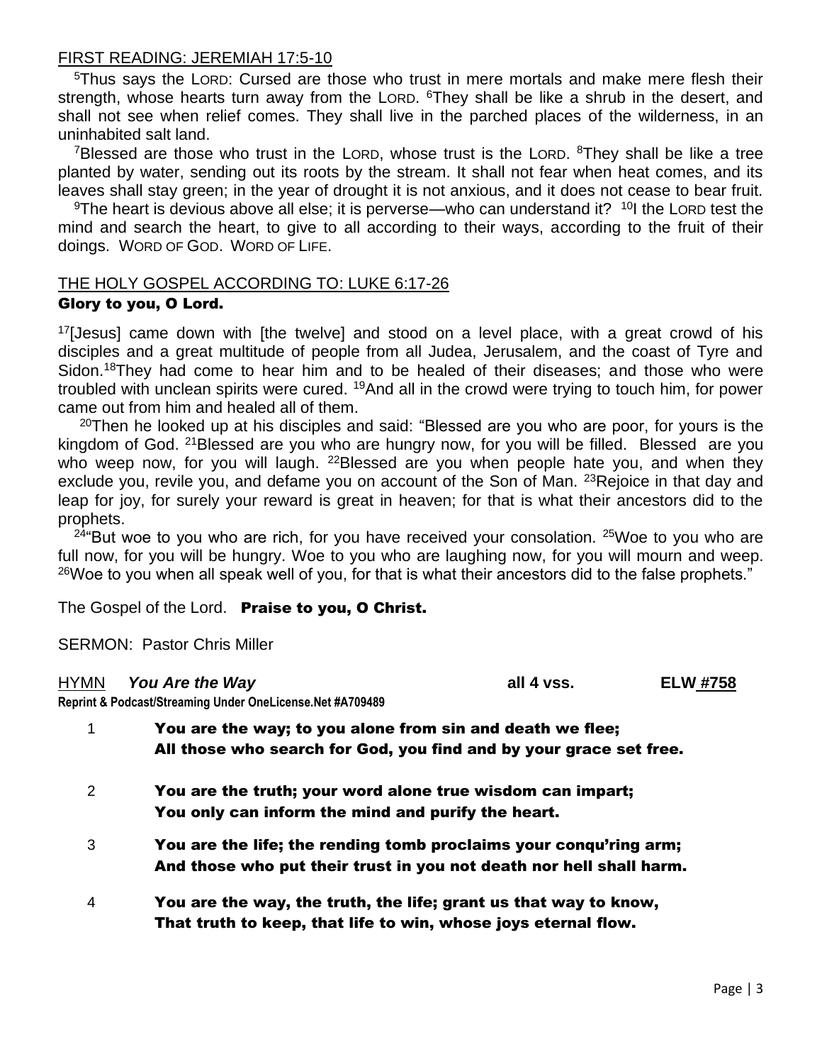## FIRST READING: JEREMIAH 17:5-10

[5]Thus says the LORD: Cursed are those who trust in mere mortals and make mere flesh their strength, whose hearts turn away from the LORD. [6]They shall be like a shrub in the desert, and shall not see when relief comes. They shall live in the parched places of the wilderness, in an uninhabited salt land.

[7]Blessed are those who trust in the LORD, whose trust is the LORD. [8]They shall be like a tree planted by water, sending out its roots by the stream. It shall not fear when heat comes, and its leaves shall stay green; in the year of drought it is not anxious, and it does not cease to bear fruit.

[9]The heart is devious above all else; it is perverse—who can understand it? [10]I the LORD test the mind and search the heart, to give to all according to their ways, according to the fruit of their doings. WORD OF GOD. WORD OF LIFE.

## THE HOLY GOSPEL ACCORDING TO: LUKE 6:17-26

**Glory to you, O Lord.**

[17][Jesus] came down with [the twelve] and stood on a level place, with a great crowd of his disciples and a great multitude of people from all Judea, Jerusalem, and the coast of Tyre and Sidon.[18]They had come to hear him and to be healed of their diseases; and those who were troubled with unclean spirits were cured. [19]And all in the crowd were trying to touch him, for power came out from him and healed all of them.

[20]Then he looked up at his disciples and said: "Blessed are you who are poor, for yours is the kingdom of God. [21]Blessed are you who are hungry now, for you will be filled. Blessed are you who weep now, for you will laugh. [22]Blessed are you when people hate you, and when they exclude you, revile you, and defame you on account of the Son of Man. [23]Rejoice in that day and leap for joy, for surely your reward is great in heaven; for that is what their ancestors did to the prophets.

[24]"But woe to you who are rich, for you have received your consolation. [25]Woe to you who are full now, for you will be hungry. Woe to you who are laughing now, for you will mourn and weep. [26]Woe to you when all speak well of you, for that is what their ancestors did to the false prophets."

The Gospel of the Lord. **Praise to you, O Christ.**

SERMON: Pastor Chris Miller

HYMN ***You Are the Way*** **all 4 vss.** **ELW #758**

**Reprint & Podcast/Streaming Under OneLicense.Net #A709489**

1 **You are the way; to you alone from sin and death we flee;**
**All those who search for God, you find and by your grace set free.**

2 **You are the truth; your word alone true wisdom can impart;**
**You only can inform the mind and purify the heart.**

3 **You are the life; the rending tomb proclaims your conqu'ring arm;**
**And those who put their trust in you not death nor hell shall harm.**

4 **You are the way, the truth, the life; grant us that way to know,**
**That truth to keep, that life to win, whose joys eternal flow.**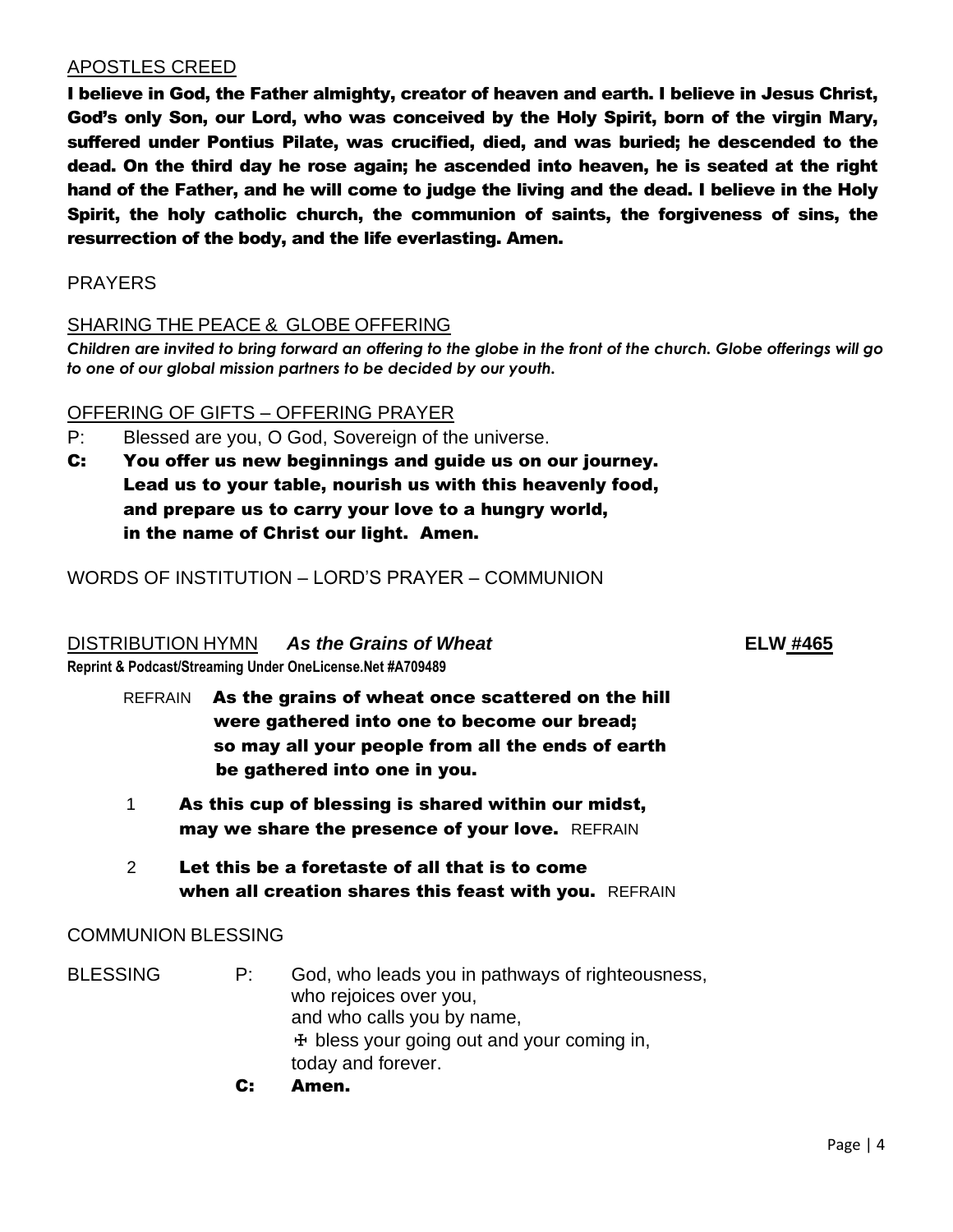APOSTLES CREED

**I believe in God, the Father almighty, creator of heaven and earth. I believe in Jesus Christ, God's only Son, our Lord, who was conceived by the Holy Spirit, born of the virgin Mary, suffered under Pontius Pilate, was crucified, died, and was buried; he descended to the dead. On the third day he rose again; he ascended into heaven, he is seated at the right hand of the Father, and he will come to judge the living and the dead. I believe in the Holy Spirit, the holy catholic church, the communion of saints, the forgiveness of sins, the resurrection of the body, and the life everlasting. Amen.**

PRAYERS

SHARING THE PEACE & GLOBE OFFERING

***Children are invited to bring forward an offering to the globe in the front of the church. Globe offerings will go to one of our global mission partners to be decided by our youth.***

OFFERING OF GIFTS – OFFERING PRAYER

P: Blessed are you, O God, Sovereign of the universe.

**C: You offer us new beginnings and guide us on our journey.
Lead us to your table, nourish us with this heavenly food,
and prepare us to carry your love to a hungry world,
in the name of Christ our light. Amen.**

WORDS OF INSTITUTION – LORD'S PRAYER – COMMUNION

DISTRIBUTION HYMN ***As the Grains of Wheat*** **ELW #465**

**Reprint & Podcast/Streaming Under OneLicense.Net #A709489**

REFRAIN **As the grains of wheat once scattered on the hill
were gathered into one to become our bread;
so may all your people from all the ends of earth
be gathered into one in you.**

1 **As this cup of blessing is shared within our midst,
may we share the presence of your love.** REFRAIN

2 **Let this be a foretaste of all that is to come
when all creation shares this feast with you.** REFRAIN

COMMUNION BLESSING

BLESSING P: God, who leads you in pathways of righteousness,
who rejoices over you,
and who calls you by name,
☩ bless your going out and your coming in,
today and forever.

**C: Amen.**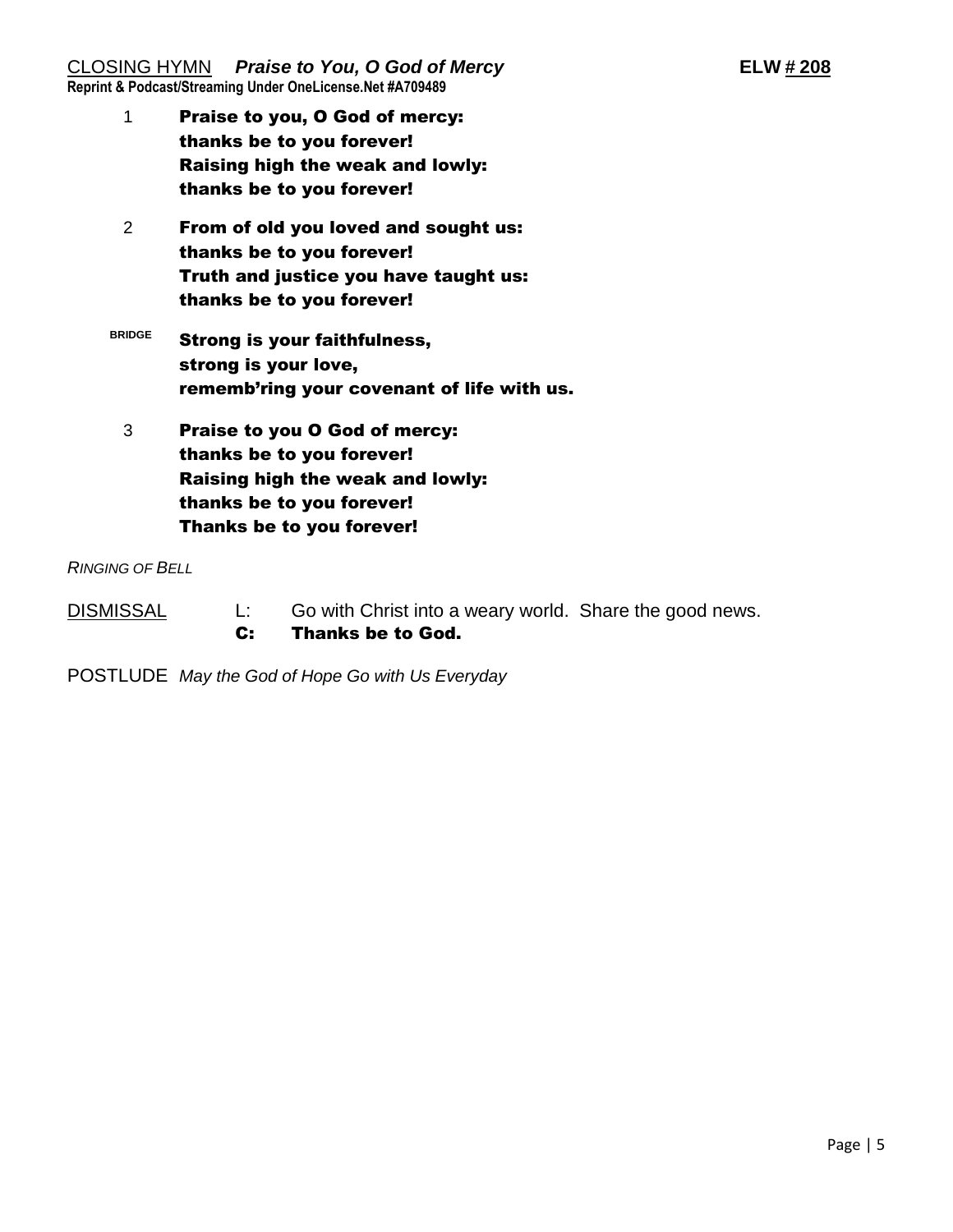CLOSING HYMN ***Praise to You, O God of Mercy*** **ELW # 208**

**Reprint & Podcast/Streaming Under OneLicense.Net #A709489**

1 **Praise to you, O God of mercy:**
**thanks be to you forever!**
**Raising high the weak and lowly:**
**thanks be to you forever!**

2 **From of old you loved and sought us:**
**thanks be to you forever!**
**Truth and justice you have taught us:**
**thanks be to you forever!**

BRIDGE **Strong is your faithfulness,**
**strong is your love,**
**rememb'ring your covenant of life with us.**

3 **Praise to you O God of mercy:**
**thanks be to you forever!**
**Raising high the weak and lowly:**
**thanks be to you forever!**
**Thanks be to you forever!**

*RINGING OF BELL*

DISMISSAL L: Go with Christ into a weary world. Share the good news.
**C: Thanks be to God.**

POSTLUDE *May the God of Hope Go with Us Everyday*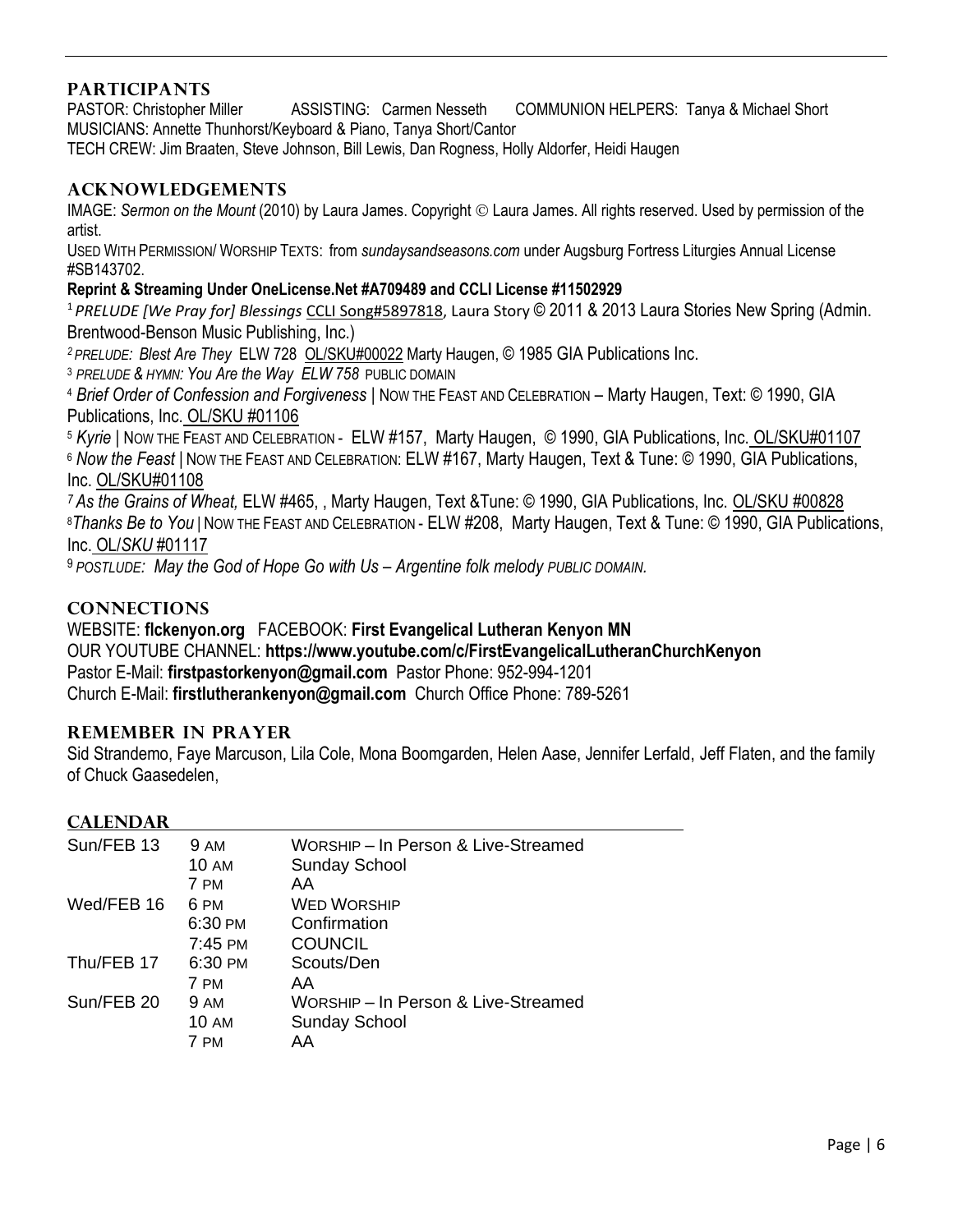## PARTICIPANTS

PASTOR: Christopher Miller ASSISTING: Carmen Nesseth COMMUNION HELPERS: Tanya & Michael Short
MUSICIANS: Annette Thunhorst/Keyboard & Piano, Tanya Short/Cantor
TECH CREW: Jim Braaten, Steve Johnson, Bill Lewis, Dan Rogness, Holly Aldorfer, Heidi Haugen

## ACKNOWLEDGEMENTS

IMAGE: *Sermon on the Mount* (2010) by Laura James. Copyright © Laura James. All rights reserved. Used by permission of the artist.

USED WITH PERMISSION/ WORSHIP TEXTS: from *sundaysandseasons.com* under Augsburg Fortress Liturgies Annual License #SB143702.

**Reprint & Streaming Under OneLicense.Net #A709489 and CCLI License #11502929**

[1] *PRELUDE [We Pray for] Blessings* CCLI Song#5897818, Laura Story © 2011 & 2013 Laura Stories New Spring (Admin. Brentwood-Benson Music Publishing, Inc.)

[2] *PRELUDE: Blest Are They* ELW 728 OL/SKU#00022 Marty Haugen, © 1985 GIA Publications Inc.

[3] *PRELUDE & HYMN: You Are the Way ELW 758* PUBLIC DOMAIN

[4] *Brief Order of Confession and Forgiveness* | NOW THE FEAST AND CELEBRATION – Marty Haugen, Text: © 1990, GIA Publications, Inc. OL/SKU #01106

[5] *Kyrie* | NOW THE FEAST AND CELEBRATION - ELW #157, Marty Haugen, © 1990, GIA Publications, Inc. OL/SKU#01107

[6] *Now the Feast* | NOW THE FEAST AND CELEBRATION: ELW #167, Marty Haugen, Text & Tune: © 1990, GIA Publications, Inc. OL/SKU#01108

[7] *As the Grains of Wheat,* ELW #465, , Marty Haugen, Text &Tune: © 1990, GIA Publications, Inc. OL/SKU #00828

[8] *Thanks Be to You* | NOW THE FEAST AND CELEBRATION - ELW #208, Marty Haugen, Text & Tune: © 1990, GIA Publications, Inc. OL/*SKU* #01117

[9] *POSTLUDE: May the God of Hope Go with Us – Argentine folk melody PUBLIC DOMAIN.*

## CONNECTIONS

WEBSITE: **flckenyon.org** FACEBOOK: **First Evangelical Lutheran Kenyon MN**
OUR YOUTUBE CHANNEL: **https://www.youtube.com/c/FirstEvangelicalLutheranChurchKenyon**
Pastor E-Mail: **firstpastorkenyon@gmail.com** Pastor Phone: 952-994-1201
Church E-Mail: **firstlutherankenyon@gmail.com** Church Office Phone: 789-5261

## REMEMBER IN PRAYER

Sid Strandemo, Faye Marcuson, Lila Cole, Mona Boomgarden, Helen Aase, Jennifer Lerfald, Jeff Flaten, and the family of Chuck Gaasedelen,

## CALENDAR

| | | |
|---|---|---|
| Sun/FEB 13 | 9 AM | WORSHIP – In Person & Live-Streamed |
| | 10 AM | Sunday School |
| | 7 PM | AA |
| Wed/FEB 16 | 6 PM | WED WORSHIP |
| | 6:30 PM | Confirmation |
| | 7:45 PM | COUNCIL |
| Thu/FEB 17 | 6:30 PM | Scouts/Den |
| | 7 PM | AA |
| Sun/FEB 20 | 9 AM | WORSHIP – In Person & Live-Streamed |
| | 10 AM | Sunday School |
| | 7 PM | AA |